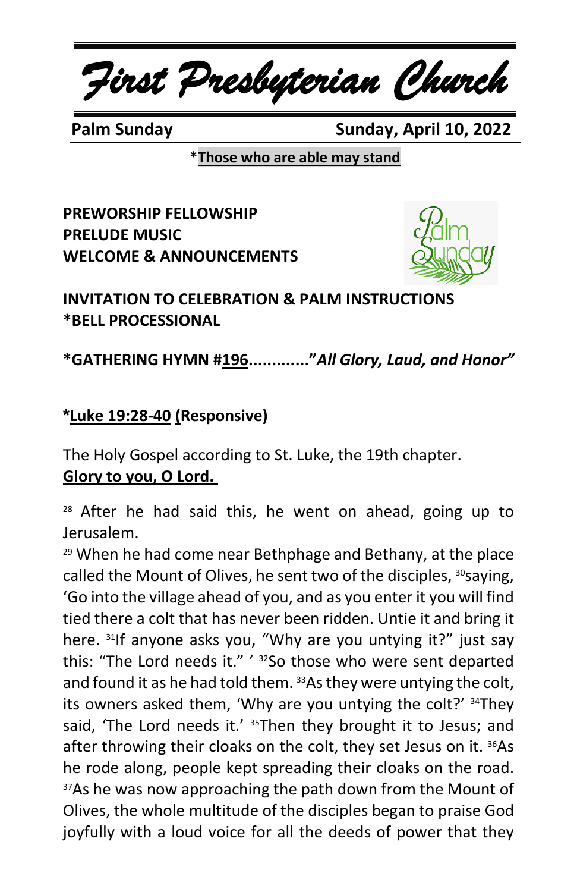# *First Presbyterian Church*

**Palm Sunday** **Sunday, April 10, 2022**

***Those who are able may stand**

**PREWORSHIP FELLOWSHIP**
**PRELUDE MUSIC**
**WELCOME & ANNOUNCEMENTS**

**INVITATION TO CELEBRATION & PALM INSTRUCTIONS**
***BELL PROCESSIONAL**

***GATHERING HYMN #196............*"All Glory, Laud, and Honor"***

***Luke 19:28-40 (Responsive)**

The Holy Gospel according to St. Luke, the 19th chapter.
**Glory to you, O Lord.**

[28] After he had said this, he went on ahead, going up to Jerusalem.
[29] When he had come near Bethphage and Bethany, at the place called the Mount of Olives, he sent two of the disciples, [30]saying, 'Go into the village ahead of you, and as you enter it you will find tied there a colt that has never been ridden. Untie it and bring it here. [31]If anyone asks you, "Why are you untying it?" just say this: "The Lord needs it." ' [32]So those who were sent departed and found it as he had told them. [33]As they were untying the colt, its owners asked them, 'Why are you untying the colt?' [34]They said, 'The Lord needs it.' [35]Then they brought it to Jesus; and after throwing their cloaks on the colt, they set Jesus on it. [36]As he rode along, people kept spreading their cloaks on the road. [37]As he was now approaching the path down from the Mount of Olives, the whole multitude of the disciples began to praise God joyfully with a loud voice for all the deeds of power that they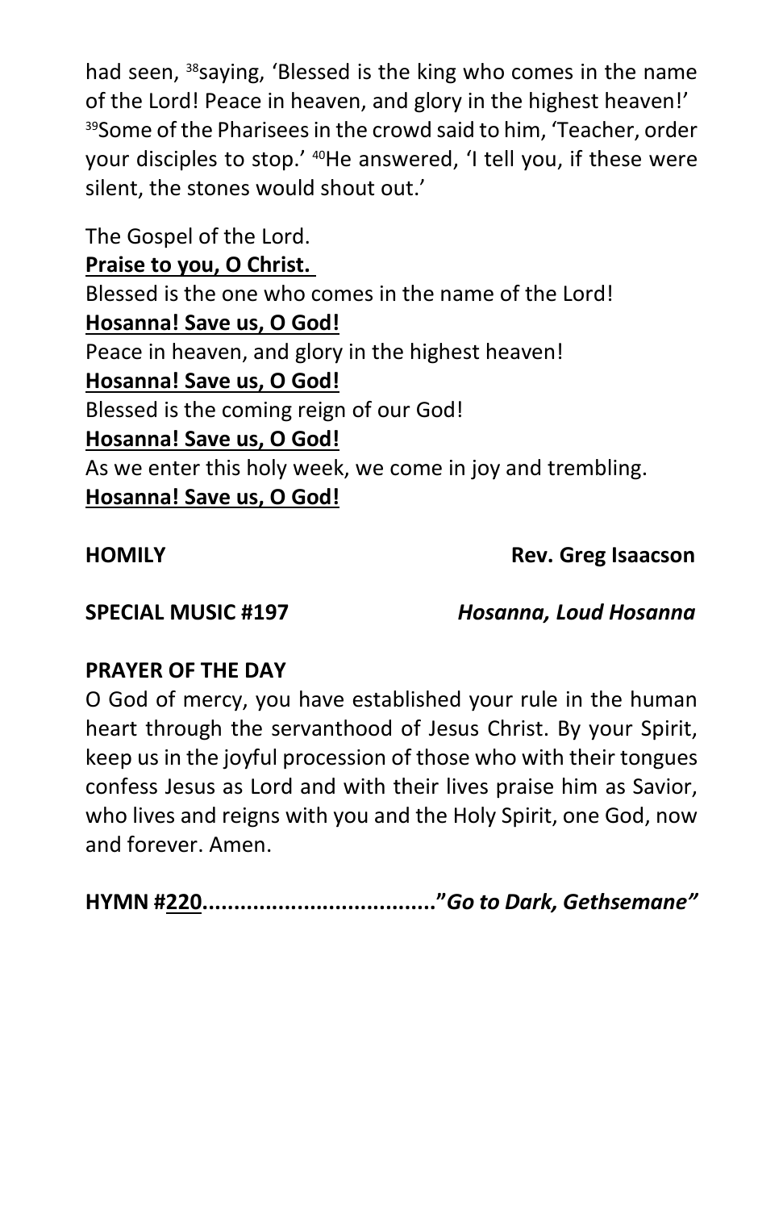had seen, [38]saying, 'Blessed is the king who comes in the name of the Lord! Peace in heaven, and glory in the highest heaven!' [39]Some of the Pharisees in the crowd said to him, 'Teacher, order your disciples to stop.' [40]He answered, 'I tell you, if these were silent, the stones would shout out.'

The Gospel of the Lord.
**Praise to you, O Christ.**
Blessed is the one who comes in the name of the Lord!
**Hosanna! Save us, O God!**
Peace in heaven, and glory in the highest heaven!
**Hosanna! Save us, O God!**
Blessed is the coming reign of our God!
**Hosanna! Save us, O God!**
As we enter this holy week, we come in joy and trembling.
**Hosanna! Save us, O God!**

**HOMILY** **Rev. Greg Isaacson**

**SPECIAL MUSIC #197** ***Hosanna, Loud Hosanna***

**PRAYER OF THE DAY**
O God of mercy, you have established your rule in the human heart through the servanthood of Jesus Christ. By your Spirit, keep us in the joyful procession of those who with their tongues confess Jesus as Lord and with their lives praise him as Savior, who lives and reigns with you and the Holy Spirit, one God, now and forever. Amen.

**HYMN #220...................................."*Go to Dark, Gethsemane"***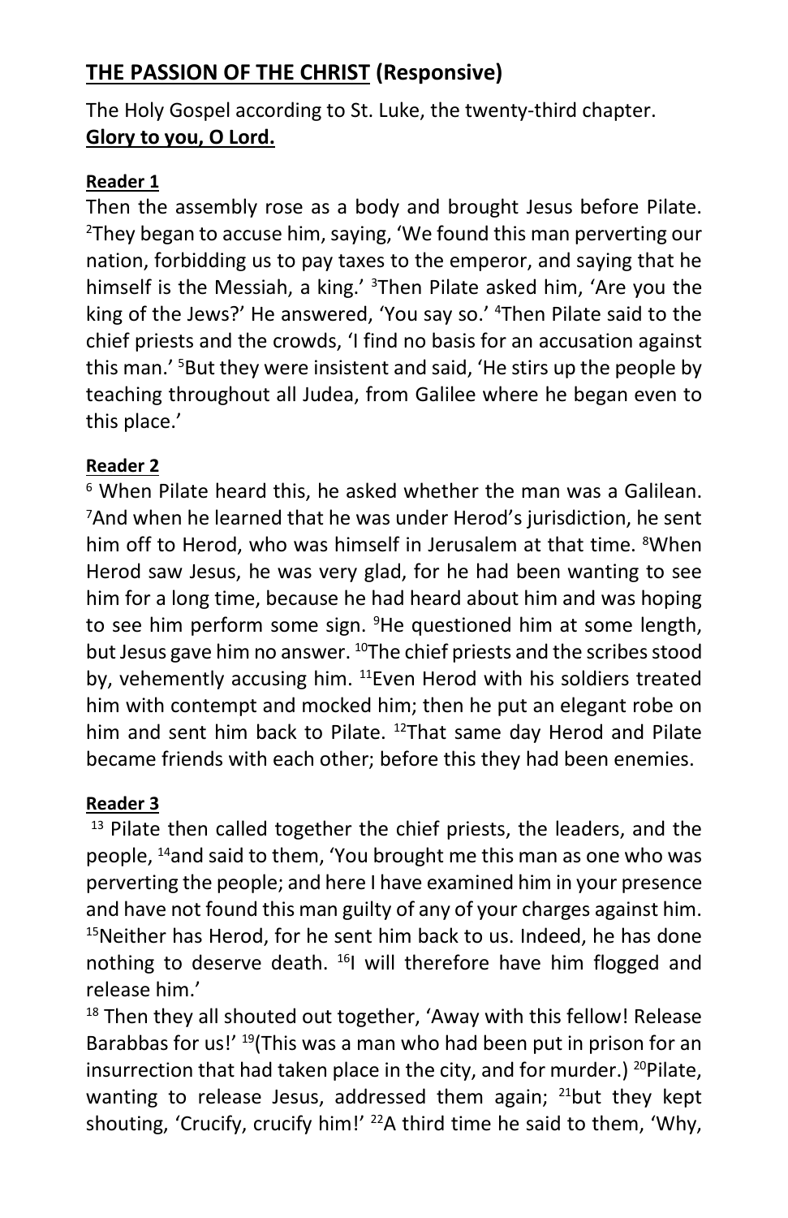## **THE PASSION OF THE CHRIST (Responsive)**

The Holy Gospel according to St. Luke, the twenty-third chapter.
**Glory to you, O Lord.**

**Reader 1**

Then the assembly rose as a body and brought Jesus before Pilate. [2]They began to accuse him, saying, 'We found this man perverting our nation, forbidding us to pay taxes to the emperor, and saying that he himself is the Messiah, a king.' [3]Then Pilate asked him, 'Are you the king of the Jews?' He answered, 'You say so.' [4]Then Pilate said to the chief priests and the crowds, 'I find no basis for an accusation against this man.' [5]But they were insistent and said, 'He stirs up the people by teaching throughout all Judea, from Galilee where he began even to this place.'

**Reader 2**

[6] When Pilate heard this, he asked whether the man was a Galilean. [7]And when he learned that he was under Herod's jurisdiction, he sent him off to Herod, who was himself in Jerusalem at that time. [8]When Herod saw Jesus, he was very glad, for he had been wanting to see him for a long time, because he had heard about him and was hoping to see him perform some sign. [9]He questioned him at some length, but Jesus gave him no answer. [10]The chief priests and the scribes stood by, vehemently accusing him. [11]Even Herod with his soldiers treated him with contempt and mocked him; then he put an elegant robe on him and sent him back to Pilate. [12]That same day Herod and Pilate became friends with each other; before this they had been enemies.

**Reader 3**

[13] Pilate then called together the chief priests, the leaders, and the people, [14]and said to them, 'You brought me this man as one who was perverting the people; and here I have examined him in your presence and have not found this man guilty of any of your charges against him. [15]Neither has Herod, for he sent him back to us. Indeed, he has done nothing to deserve death. [16]I will therefore have him flogged and release him.'

[18] Then they all shouted out together, 'Away with this fellow! Release Barabbas for us!' [19](This was a man who had been put in prison for an insurrection that had taken place in the city, and for murder.) [20]Pilate, wanting to release Jesus, addressed them again; [21]but they kept shouting, 'Crucify, crucify him!' [22]A third time he said to them, 'Why,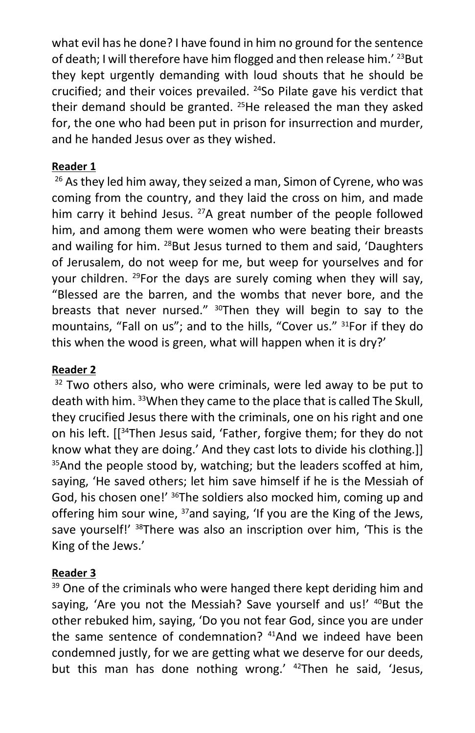what evil has he done? I have found in him no ground for the sentence of death; I will therefore have him flogged and then release him.' [23]But they kept urgently demanding with loud shouts that he should be crucified; and their voices prevailed. [24]So Pilate gave his verdict that their demand should be granted. [25]He released the man they asked for, the one who had been put in prison for insurrection and murder, and he handed Jesus over as they wished.

**Reader 1**

[26] As they led him away, they seized a man, Simon of Cyrene, who was coming from the country, and they laid the cross on him, and made him carry it behind Jesus. [27]A great number of the people followed him, and among them were women who were beating their breasts and wailing for him. [28]But Jesus turned to them and said, 'Daughters of Jerusalem, do not weep for me, but weep for yourselves and for your children. [29]For the days are surely coming when they will say, "Blessed are the barren, and the wombs that never bore, and the breasts that never nursed." [30]Then they will begin to say to the mountains, "Fall on us"; and to the hills, "Cover us." [31]For if they do this when the wood is green, what will happen when it is dry?'

**Reader 2**

[32] Two others also, who were criminals, were led away to be put to death with him. [33]When they came to the place that is called The Skull, they crucified Jesus there with the criminals, one on his right and one on his left. [[[34]Then Jesus said, 'Father, forgive them; for they do not know what they are doing.' And they cast lots to divide his clothing.]] [35]And the people stood by, watching; but the leaders scoffed at him, saying, 'He saved others; let him save himself if he is the Messiah of God, his chosen one!' [36]The soldiers also mocked him, coming up and offering him sour wine, [37]and saying, 'If you are the King of the Jews, save yourself!' [38]There was also an inscription over him, 'This is the King of the Jews.'

**Reader 3**

[39] One of the criminals who were hanged there kept deriding him and saying, 'Are you not the Messiah? Save yourself and us!' [40]But the other rebuked him, saying, 'Do you not fear God, since you are under the same sentence of condemnation? [41]And we indeed have been condemned justly, for we are getting what we deserve for our deeds, but this man has done nothing wrong.' [42]Then he said, 'Jesus,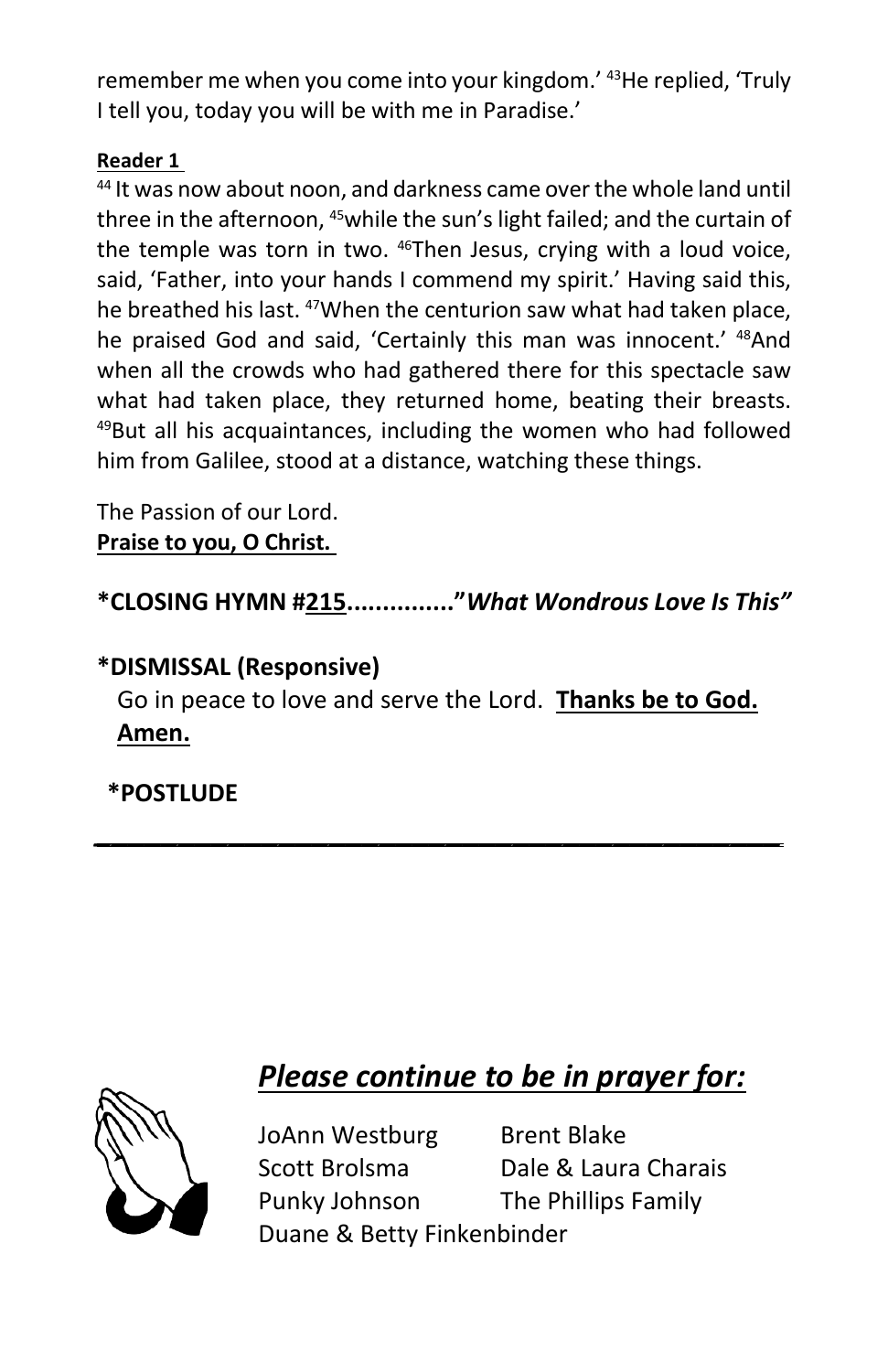remember me when you come into your kingdom.' [43]He replied, 'Truly I tell you, today you will be with me in Paradise.'

**Reader 1**

[44] It was now about noon, and darkness came over the whole land until three in the afternoon, [45]while the sun's light failed; and the curtain of the temple was torn in two. [46]Then Jesus, crying with a loud voice, said, 'Father, into your hands I commend my spirit.' Having said this, he breathed his last. [47]When the centurion saw what had taken place, he praised God and said, 'Certainly this man was innocent.' [48]And when all the crowds who had gathered there for this spectacle saw what had taken place, they returned home, beating their breasts. [49]But all his acquaintances, including the women who had followed him from Galilee, stood at a distance, watching these things.

The Passion of our Lord.
**Praise to you, O Christ.**

**\*CLOSING HYMN #215..............."*What Wondrous Love Is This"***

**\*DISMISSAL (Responsive)**

Go in peace to love and serve the Lord. **Thanks be to God. Amen.**

**\*POSTLUDE**

---

## ***Please continue to be in prayer for:***

JoAnn Westburg
Brent Blake
Scott Brolsma
Dale & Laura Charais
Punky Johnson
The Phillips Family
Duane & Betty Finkenbinder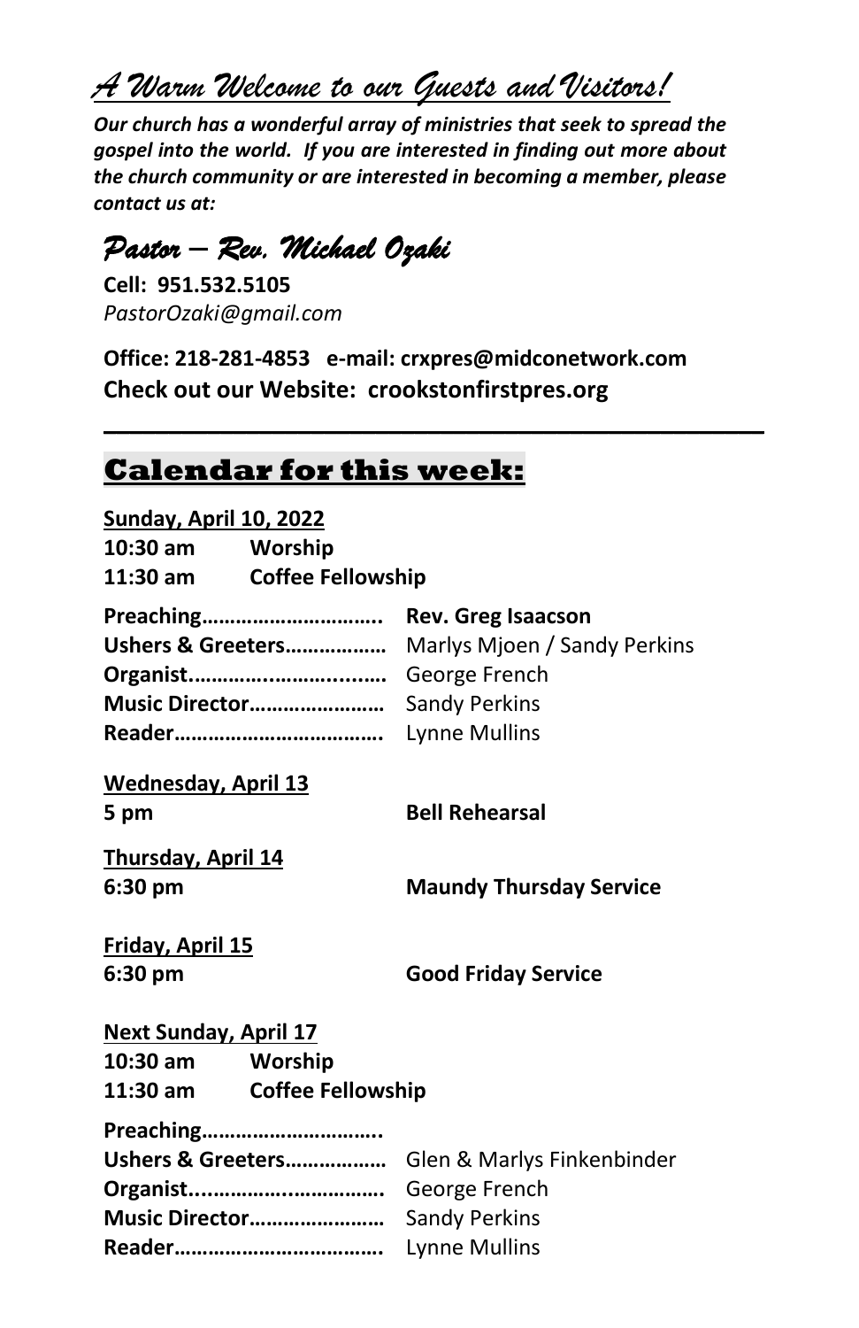# *A Warm Welcome to our Guests and Visitors!*

***Our church has a wonderful array of ministries that seek to spread the gospel into the world. If you are interested in finding out more about the church community or are interested in becoming a member, please contact us at:***

## *Pastor – Rev. Michael Ozaki*

**Cell: 951.532.5105**
*PastorOzaki@gmail.com*

**Office: 218-281-4853 e-mail: crxpres@midconetwork.com**
**Check out our Website: crookstonfirstpres.org**

---

## Calendar for this week:

**Sunday, April 10, 2022**
**10:30 am Worship**
**11:30 am Coffee Fellowship**

| | |
|---|---|
| **Preaching…………………………..** | **Rev. Greg Isaacson** |
| **Ushers & Greeters………………** | Marlys Mjoen / Sandy Perkins |
| **Organist…………..…………..……** | George French |
| **Music Director……………………** | Sandy Perkins |
| **Reader……………………………….** | Lynne Mullins |

**Wednesday, April 13**
**5 pm** **Bell Rehearsal**

**Thursday, April 14**
**6:30 pm** **Maundy Thursday Service**

**Friday, April 15**
**6:30 pm** **Good Friday Service**

**Next Sunday, April 17**
**10:30 am Worship**
**11:30 am Coffee Fellowship**

| | |
|---|---|
| **Preaching…………………………..** | |
| **Ushers & Greeters………………** | Glen & Marlys Finkenbinder |
| **Organist...…………...………….** | George French |
| **Music Director……………………** | Sandy Perkins |
| **Reader……………………………….** | Lynne Mullins |